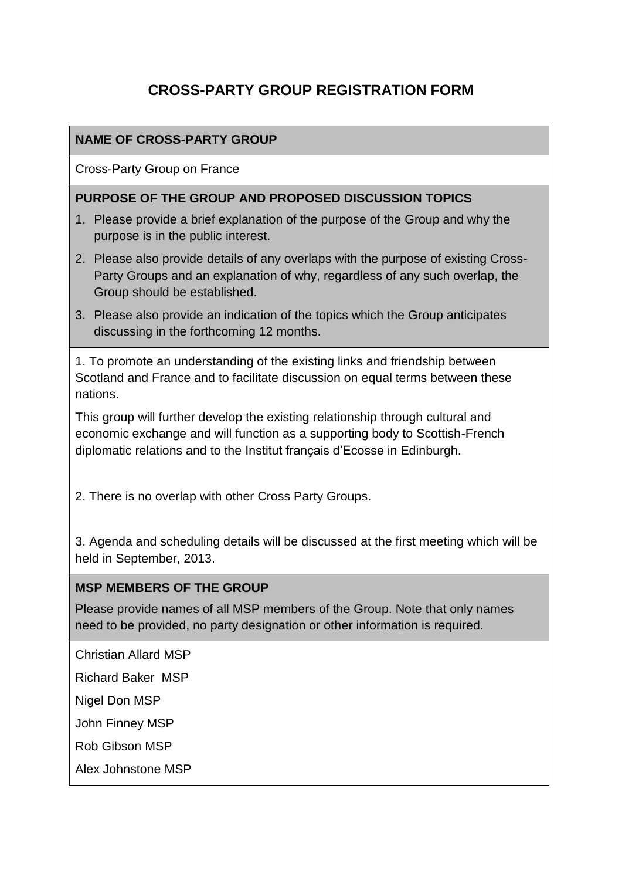# CROSS-PARTY GROUP REGISTRATION FORM

**NAME OF CROSS-PARTY GROUP**

Cross-Party Group on France

**PURPOSE OF THE GROUP AND PROPOSED DISCUSSION TOPICS**

1. Please provide a brief explanation of the purpose of the Group and why the purpose is in the public interest.
2. Please also provide details of any overlaps with the purpose of existing Cross-Party Groups and an explanation of why, regardless of any such overlap, the Group should be established.
3. Please also provide an indication of the topics which the Group anticipates discussing in the forthcoming 12 months.

1. To promote an understanding of the existing links and friendship between Scotland and France and to facilitate discussion on equal terms between these nations.

This group will further develop the existing relationship through cultural and economic exchange and will function as a supporting body to Scottish-French diplomatic relations and to the Institut français d'Ecosse in Edinburgh.

2. There is no overlap with other Cross Party Groups.

3. Agenda and scheduling details will be discussed at the first meeting which will be held in September, 2013.

**MSP MEMBERS OF THE GROUP**

Please provide names of all MSP members of the Group. Note that only names need to be provided, no party designation or other information is required.

Christian Allard MSP

Richard Baker MSP

Nigel Don MSP

John Finney MSP

Rob Gibson MSP

Alex Johnstone MSP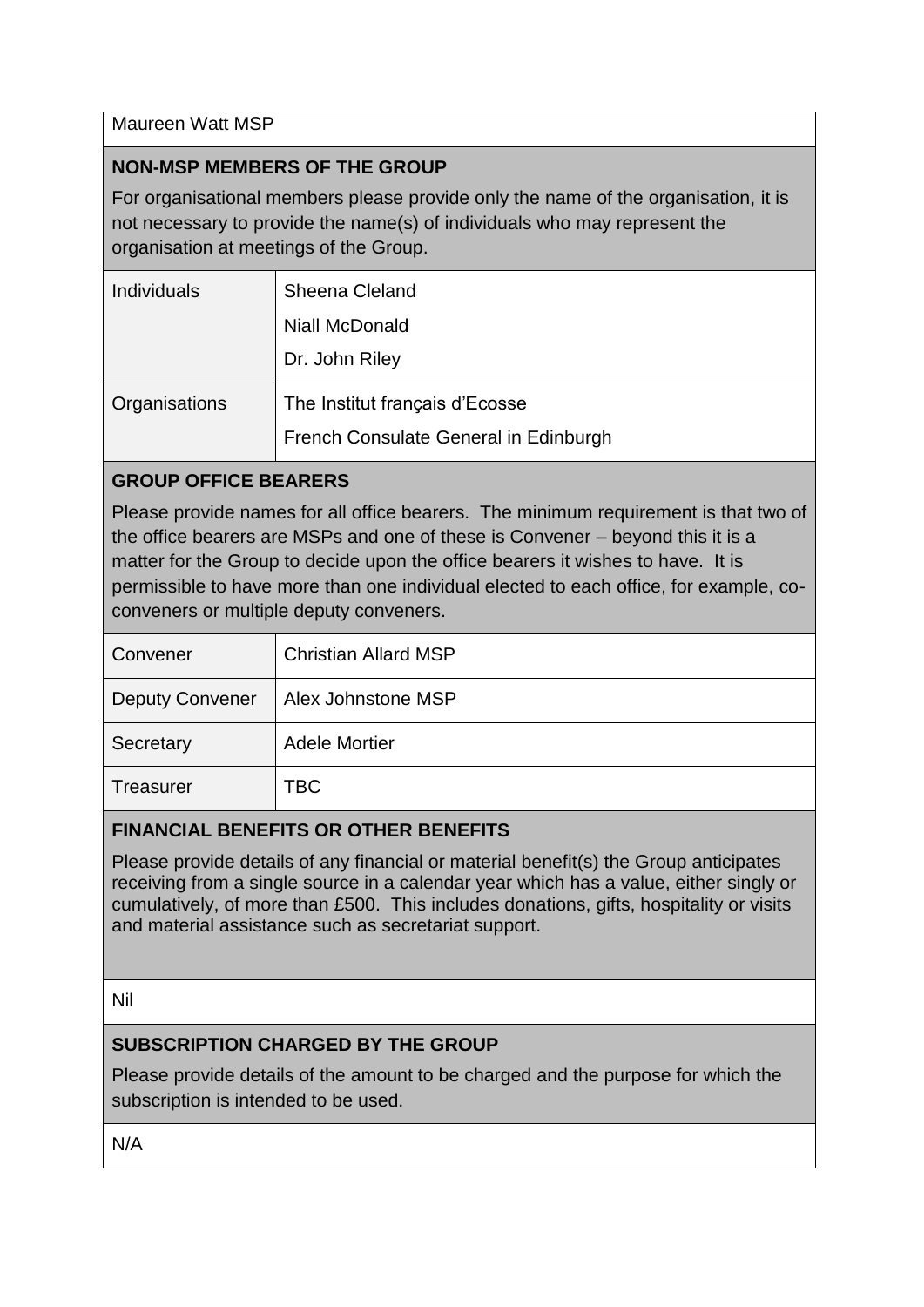Maureen Watt MSP

**NON-MSP MEMBERS OF THE GROUP**

For organisational members please provide only the name of the organisation, it is not necessary to provide the name(s) of individuals who may represent the organisation at meetings of the Group.

| | |
|---|---|
| Individuals | Sheena Cleland<br>Niall McDonald<br>Dr. John Riley |
| Organisations | The Institut français d'Ecosse<br>French Consulate General in Edinburgh |

**GROUP OFFICE BEARERS**

Please provide names for all office bearers. The minimum requirement is that two of the office bearers are MSPs and one of these is Convener – beyond this it is a matter for the Group to decide upon the office bearers it wishes to have. It is permissible to have more than one individual elected to each office, for example, co-conveners or multiple deputy conveners.

| | |
|---|---|
| Convener | Christian Allard MSP |
| Deputy Convener | Alex Johnstone MSP |
| Secretary | Adele Mortier |
| Treasurer | TBC |

**FINANCIAL BENEFITS OR OTHER BENEFITS**

Please provide details of any financial or material benefit(s) the Group anticipates receiving from a single source in a calendar year which has a value, either singly or cumulatively, of more than £500. This includes donations, gifts, hospitality or visits and material assistance such as secretariat support.

Nil

**SUBSCRIPTION CHARGED BY THE GROUP**

Please provide details of the amount to be charged and the purpose for which the subscription is intended to be used.

N/A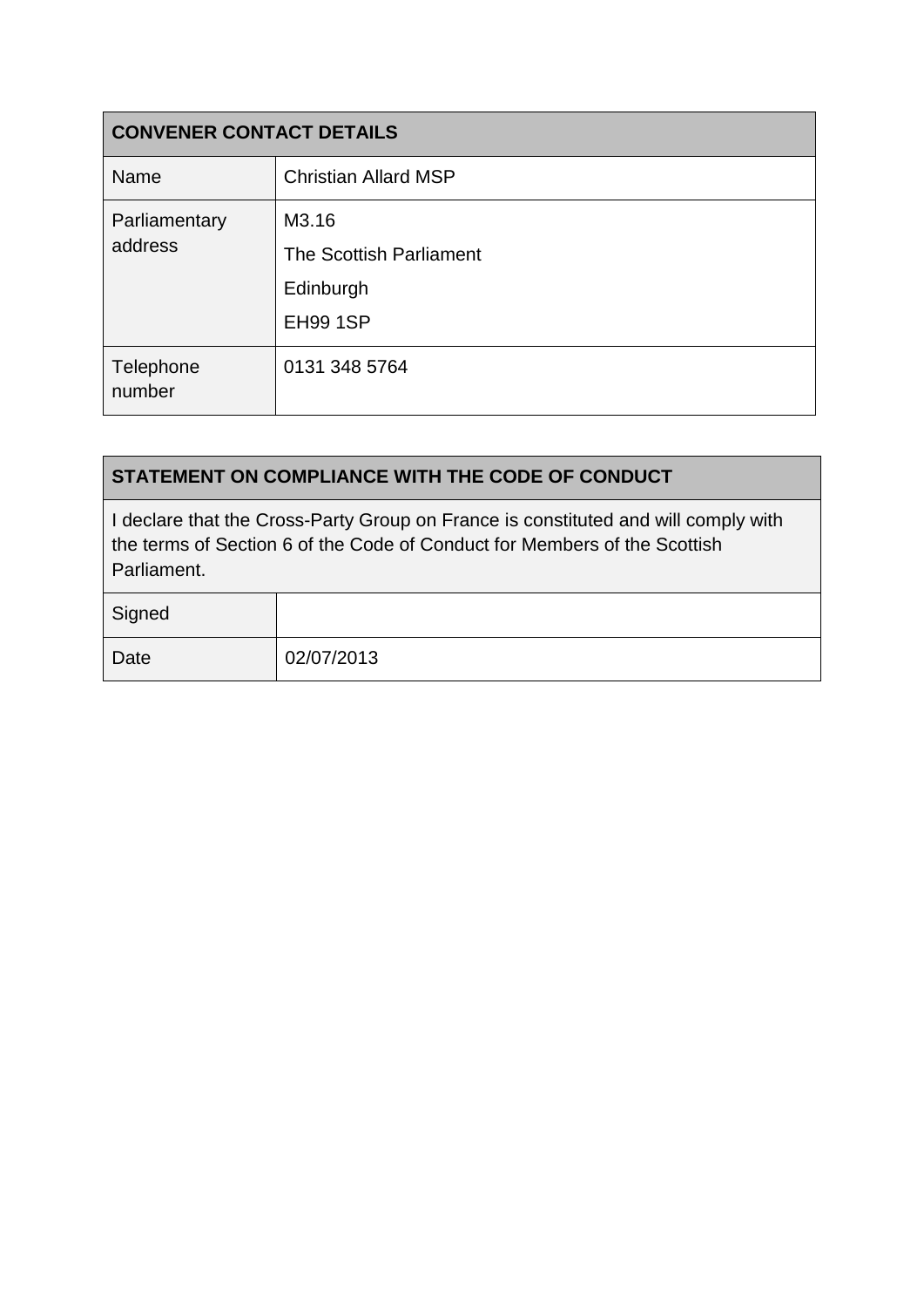| CONVENER CONTACT DETAILS | |
|---|---|
| Name | Christian Allard MSP |
| Parliamentary address | M3.16<br>The Scottish Parliament<br>Edinburgh<br>EH99 1SP |
| Telephone number | 0131 348 5764 |

| STATEMENT ON COMPLIANCE WITH THE CODE OF CONDUCT | |
|---|---|
| I declare that the Cross-Party Group on France is constituted and will comply with the terms of Section 6 of the Code of Conduct for Members of the Scottish Parliament. | |
| Signed | |
| Date | 02/07/2013 |